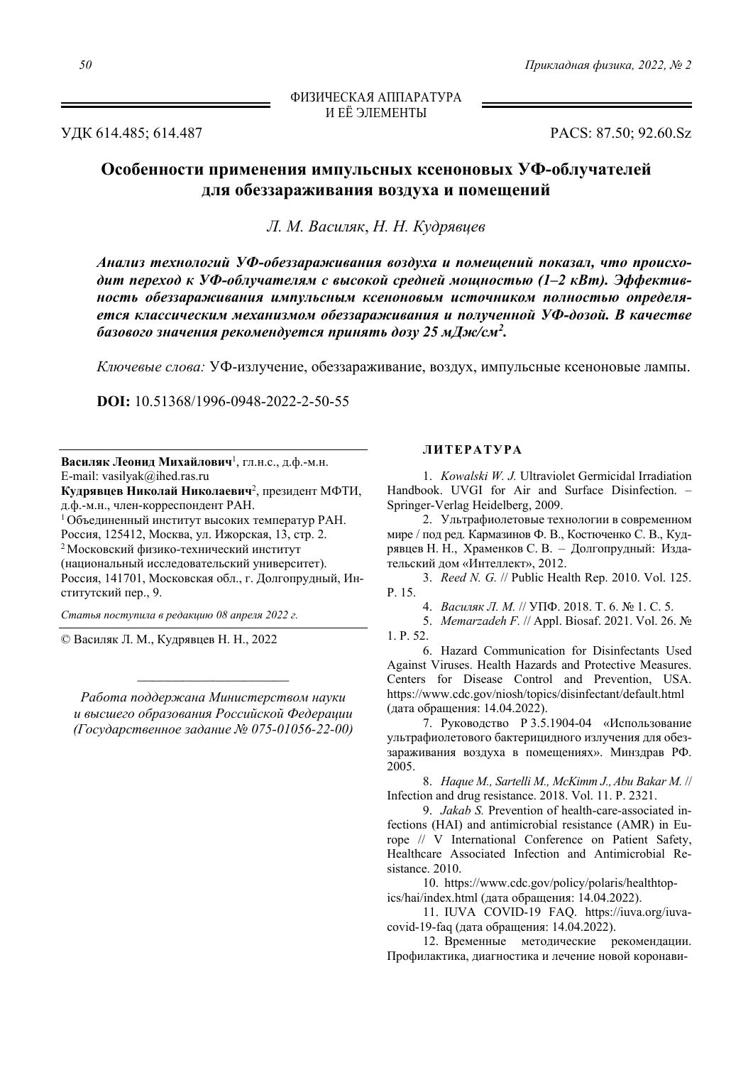ФИЗИЧЕСКАЯ АППАРАТУРА И ЕЁ ЭЛЕМЕНТЫ

УДК 614.485; 614.487 PACS: 87.50; 92.60.Sz

# Особенности применения импульсных ксеноновых УФ-облучателей для обеззараживания воздуха и помещений

*Л. М. Василяк, Н. Н. Кудрявцев*

***Анализ технологий УФ-обеззараживания воздуха и помещений показал, что происходит переход к УФ-облучателям с высокой средней мощностью (1–2 кВт). Эффективность обеззараживания импульсным ксеноновым источником полностью определяется классическим механизмом обеззараживания и полученной УФ-дозой. В качестве базового значения рекомендуется принять дозу 25 мДж/см$^2$.***

*Ключевые слова:* УФ-излучение, обеззараживание, воздух, импульсные ксеноновые лампы.

**DOI:** 10.51368/1996-0948-2022-2-50-55

---

**Василяк Леонид Михайлович**[1], гл.н.с., д.ф.-м.н.
E-mail: vasilyak@ihed.ras.ru
**Кудрявцев Николай Николаевич**[2], президент МФТИ, д.ф.-м.н., член-корреспондент РАН.
[1] Объединенный институт высоких температур РАН. Россия, 125412, Москва, ул. Ижорская, 13, стр. 2.
[2] Московский физико-технический институт (национальный исследовательский университет). Россия, 141701, Московская обл., г. Долгопрудный, Институтский пер., 9.

*Статья поступила в редакцию 08 апреля 2022 г.*

© Василяк Л. М., Кудрявцев Н. Н., 2022

---

*Работа поддержана Министерством науки и высшего образования Российской Федерации (Государственное задание № 075-01056-22-00)*

## ЛИТЕРАТУРА

1. *Kowalski W. J.* Ultraviolet Germicidal Irradiation Handbook. UVGI for Air and Surface Disinfection. – Springer-Verlag Heidelberg, 2009.
2. Ультрафиолетовые технологии в современном мире / под ред. Кармазинов Ф. В., Костюченко С. В., Кудрявцев Н. Н., Храменков С. В. – Долгопрудный: Издательский дом «Интеллект», 2012.
3. *Reed N. G.* // Public Health Rep. 2010. Vol. 125. P. 15.
4. *Василяк Л. М.* // УПФ. 2018. Т. 6. № 1. С. 5.
5. *Memarzadeh F.* // Appl. Biosaf. 2021. Vol. 26. № 1. P. 52.
6. Hazard Communication for Disinfectants Used Against Viruses. Health Hazards and Protective Measures. Centers for Disease Control and Prevention, USA. https://www.cdc.gov/niosh/topics/disinfectant/default.html (дата обращения: 14.04.2022).
7. Руководство Р 3.5.1904-04 «Использование ультрафиолетового бактерицидного излучения для обеззараживания воздуха в помещениях». Минздрав РФ. 2005.
8. *Haque M., Sartelli M., McKimm J., Abu Bakar M.* // Infection and drug resistance. 2018. Vol. 11. P. 2321.
9. *Jakab S.* Prevention of health-care-associated infections (HAI) and antimicrobial resistance (AMR) in Europe // V International Conference on Patient Safety, Healthcare Associated Infection and Antimicrobial Resistance. 2010.
10. https://www.cdc.gov/policy/polaris/healthtopics/hai/index.html (дата обращения: 14.04.2022).
11. IUVA COVID-19 FAQ. https://iuva.org/iuva-covid-19-faq (дата обращения: 14.04.2022).
12. Временные методические рекомендации. Профилактика, диагностика и лечение новой коронави-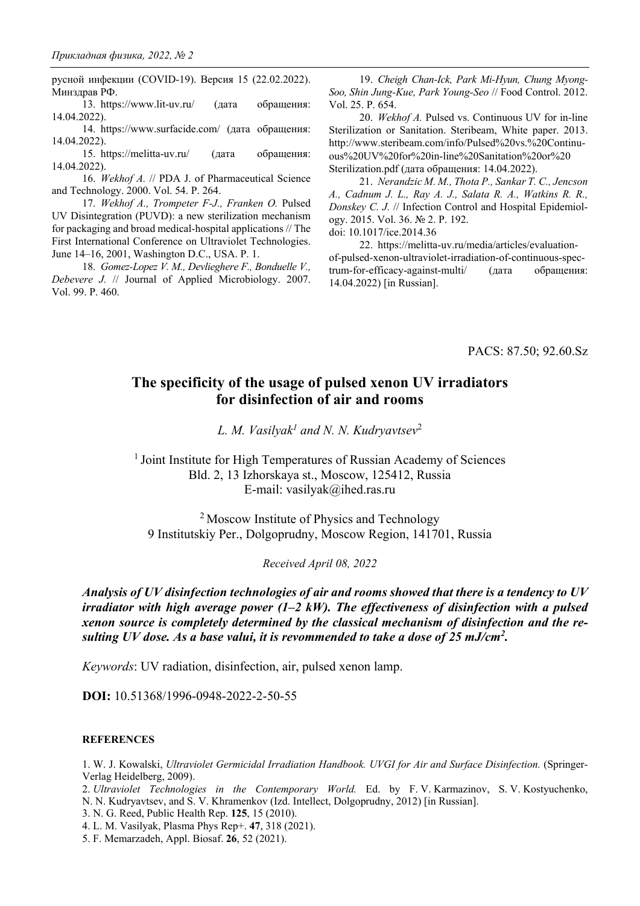русной инфекции (COVID-19). Версия 15 (22.02.2022). Минздрав РФ.

13. https://www.lit-uv.ru/ (дата обращения: 14.04.2022).

14. https://www.surfacide.com/ (дата обращения: 14.04.2022).

15. https://melitta-uv.ru/ (дата обращения: 14.04.2022).

16. *Wekhof A.* // PDA J. of Pharmaceutical Science and Technology. 2000. Vol. 54. P. 264.

17. *Wekhof A., Trompeter F-J., Franken O.* Pulsed UV Disintegration (PUVD): a new sterilization mechanism for packaging and broad medical-hospital applications // The First International Conference on Ultraviolet Technologies. June 14–16, 2001, Washington D.C., USA. P. 1.

18. *Gomez-Lopez V. M., Devlieghere F., Bonduelle V., Debevere J.* // Journal of Applied Microbiology. 2007. Vol. 99. P. 460.

19. *Cheigh Chan-Ick, Park Mi-Hyun, Chung Myong-Soo, Shin Jung-Kue, Park Young-Seo* // Food Control. 2012. Vol. 25. P. 654.

20. *Wekhof A.* Pulsed vs. Continuous UV for in-line Sterilization or Sanitation. Steribeam, White paper. 2013. http://www.steribeam.com/info/Pulsed%20vs.%20Continuous%20UV%20for%20in-line%20Sanitation%20or%20Sterilization.pdf (дата обращения: 14.04.2022).

21. *Nerandzic M. M., Thota P., Sankar T. C., Jencson A., Cadnum J. L., Ray A. J., Salata R. A., Watkins R. R., Donskey C. J.* // Infection Control and Hospital Epidemiology. 2015. Vol. 36. № 2. P. 192. doi: 10.1017/ice.2014.36

22. https://melitta-uv.ru/media/articles/evaluation-of-pulsed-xenon-ultraviolet-irradiation-of-continuous-spectrum-for-efficacy-against-multi/ (дата обращения: 14.04.2022) [in Russian].

PACS: 87.50; 92.60.Sz

# The specificity of the usage of pulsed xenon UV irradiators for disinfection of air and rooms

*L. M. Vasilyak*[1] *and N. N. Kudryavtsev*[2]

[1] Joint Institute for High Temperatures of Russian Academy of Sciences
Bld. 2, 13 Izhorskaya st., Moscow, 125412, Russia
E-mail: vasilyak@ihed.ras.ru

[2] Moscow Institute of Physics and Technology
9 Institutskiy Per., Dolgoprudny, Moscow Region, 141701, Russia

*Received April 08, 2022*

***Analysis of UV disinfection technologies of air and rooms showed that there is a tendency to UV irradiator with high average power (1–2 kW). The effectiveness of disinfection with a pulsed xenon source is completely determined by the classical mechanism of disinfection and the resulting UV dose. As a base valui, it is revommended to take a dose of 25 mJ/cm$^2$.***

*Keywords*: UV radiation, disinfection, air, pulsed xenon lamp.

**DOI:** 10.51368/1996-0948-2022-2-50-55

#### REFERENCES

1. W. J. Kowalski, *Ultraviolet Germicidal Irradiation Handbook. UVGI for Air and Surface Disinfection.* (Springer-Verlag Heidelberg, 2009).
2. *Ultraviolet Technologies in the Contemporary World.* Ed. by F. V. Karmazinov, S. V. Kostyuchenko, N. N. Kudryavtsev, and S. V. Khramenkov (Izd. Intellect, Dolgoprudny, 2012) [in Russian].
3. N. G. Reed, Public Health Rep. **125**, 15 (2010).
4. L. M. Vasilyak, Plasma Phys Rep+. **47**, 318 (2021).
5. F. Memarzadeh, Appl. Biosaf. **26**, 52 (2021).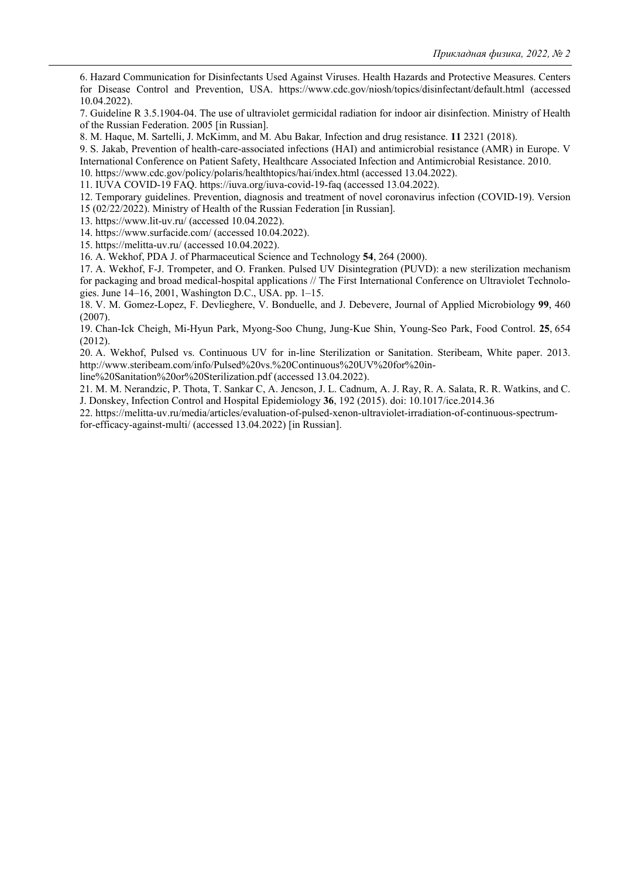6. Hazard Communication for Disinfectants Used Against Viruses. Health Hazards and Protective Measures. Centers for Disease Control and Prevention, USA. https://www.cdc.gov/niosh/topics/disinfectant/default.html (accessed 10.04.2022).

7. Guideline R 3.5.1904-04. The use of ultraviolet germicidal radiation for indoor air disinfection. Ministry of Health of the Russian Federation. 2005 [in Russian].

8. M. Haque, M. Sartelli, J. McKimm, and M. Abu Bakar, Infection and drug resistance. **11** 2321 (2018).

9. S. Jakab, Prevention of health-care-associated infections (HAI) and antimicrobial resistance (AMR) in Europe. V International Conference on Patient Safety, Healthcare Associated Infection and Antimicrobial Resistance. 2010.

10. https://www.cdc.gov/policy/polaris/healthtopics/hai/index.html (accessed 13.04.2022).

11. IUVA COVID-19 FAQ. https://iuva.org/iuva-covid-19-faq (accessed 13.04.2022).

12. Temporary guidelines. Prevention, diagnosis and treatment of novel coronavirus infection (COVID-19). Version 15 (02/22/2022). Ministry of Health of the Russian Federation [in Russian].

13. https://www.lit-uv.ru/ (accessed 10.04.2022).

14. https://www.surfacide.com/ (accessed 10.04.2022).

15. https://melitta-uv.ru/ (accessed 10.04.2022).

16. A. Wekhof, PDA J. of Pharmaceutical Science and Technology **54**, 264 (2000).

17. A. Wekhof, F-J. Trompeter, and O. Franken. Pulsed UV Disintegration (PUVD): a new sterilization mechanism for packaging and broad medical-hospital applications // The First International Conference on Ultraviolet Technologies. June 14–16, 2001, Washington D.C., USA. pp. 1–15.

18. V. M. Gomez-Lopez, F. Devlieghere, V. Bonduelle, and J. Debevere, Journal of Applied Microbiology **99**, 460 (2007).

19. Chan-Ick Cheigh, Mi-Hyun Park, Myong-Soo Chung, Jung-Kue Shin, Young-Seo Park, Food Control. **25**, 654 (2012).

20. A. Wekhof, Pulsed vs. Continuous UV for in-line Sterilization or Sanitation. Steribeam, White paper. 2013. http://www.steribeam.com/info/Pulsed%20vs.%20Continuous%20UV%20for%20in-line%20Sanitation%20or%20Sterilization.pdf (accessed 13.04.2022).

21. M. M. Nerandzic, P. Thota, T. Sankar C, A. Jencson, J. L. Cadnum, A. J. Ray, R. A. Salata, R. R. Watkins, and C. J. Donskey, Infection Control and Hospital Epidemiology **36**, 192 (2015). doi: 10.1017/ice.2014.36

22. https://melitta-uv.ru/media/articles/evaluation-of-pulsed-xenon-ultraviolet-irradiation-of-continuous-spectrum-for-efficacy-against-multi/ (accessed 13.04.2022) [in Russian].